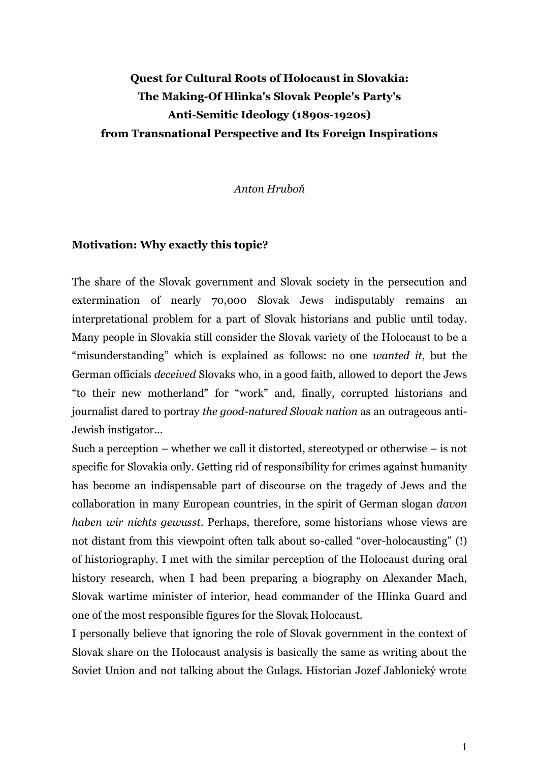# Quest for Cultural Roots of Holocaust in Slovakia: The Making-Of Hlinka's Slovak People's Party's Anti-Semitic Ideology (1890s-1920s) from Transnational Perspective and Its Foreign Inspirations

*Anton Hruboň*

## Motivation: Why exactly this topic?

The share of the Slovak government and Slovak society in the persecution and extermination of nearly 70,000 Slovak Jews indisputably remains an interpretational problem for a part of Slovak historians and public until today. Many people in Slovakia still consider the Slovak variety of the Holocaust to be a "misunderstanding" which is explained as follows: no one *wanted it*, but the German officials *deceived* Slovaks who, in a good faith, allowed to deport the Jews "to their new motherland" for "work" and, finally, corrupted historians and journalist dared to portray *the good-natured Slovak nation* as an outrageous anti-Jewish instigator…

Such a perception – whether we call it distorted, stereotyped or otherwise – is not specific for Slovakia only. Getting rid of responsibility for crimes against humanity has become an indispensable part of discourse on the tragedy of Jews and the collaboration in many European countries, in the spirit of German slogan *davon haben wir nichts gewusst*. Perhaps, therefore, some historians whose views are not distant from this viewpoint often talk about so-called "over-holocausting" (!) of historiography. I met with the similar perception of the Holocaust during oral history research, when I had been preparing a biography on Alexander Mach, Slovak wartime minister of interior, head commander of the Hlinka Guard and one of the most responsible figures for the Slovak Holocaust.

I personally believe that ignoring the role of Slovak government in the context of Slovak share on the Holocaust analysis is basically the same as writing about the Soviet Union and not talking about the Gulags. Historian Jozef Jablonický wrote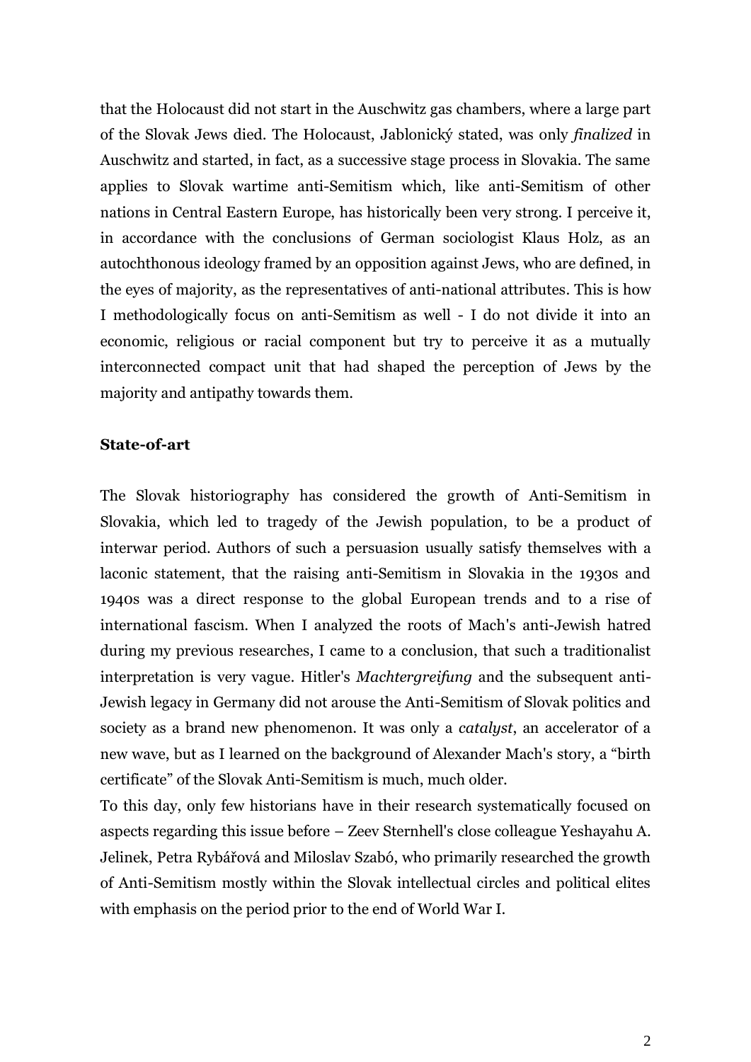that the Holocaust did not start in the Auschwitz gas chambers, where a large part of the Slovak Jews died. The Holocaust, Jablonický stated, was only *finalized* in Auschwitz and started, in fact, as a successive stage process in Slovakia. The same applies to Slovak wartime anti-Semitism which, like anti-Semitism of other nations in Central Eastern Europe, has historically been very strong. I perceive it, in accordance with the conclusions of German sociologist Klaus Holz, as an autochthonous ideology framed by an opposition against Jews, who are defined, in the eyes of majority, as the representatives of anti-national attributes. This is how I methodologically focus on anti-Semitism as well - I do not divide it into an economic, religious or racial component but try to perceive it as a mutually interconnected compact unit that had shaped the perception of Jews by the majority and antipathy towards them.

**State-of-art**

The Slovak historiography has considered the growth of Anti-Semitism in Slovakia, which led to tragedy of the Jewish population, to be a product of interwar period. Authors of such a persuasion usually satisfy themselves with a laconic statement, that the raising anti-Semitism in Slovakia in the 1930s and 1940s was a direct response to the global European trends and to a rise of international fascism. When I analyzed the roots of Mach's anti-Jewish hatred during my previous researches, I came to a conclusion, that such a traditionalist interpretation is very vague. Hitler's *Machtergreifung* and the subsequent anti-Jewish legacy in Germany did not arouse the Anti-Semitism of Slovak politics and society as a brand new phenomenon. It was only a *catalyst*, an accelerator of a new wave, but as I learned on the background of Alexander Mach's story, a "birth certificate" of the Slovak Anti-Semitism is much, much older.

To this day, only few historians have in their research systematically focused on aspects regarding this issue before – Zeev Sternhell's close colleague Yeshayahu A. Jelinek, Petra Rybářová and Miloslav Szabó, who primarily researched the growth of Anti-Semitism mostly within the Slovak intellectual circles and political elites with emphasis on the period prior to the end of World War I.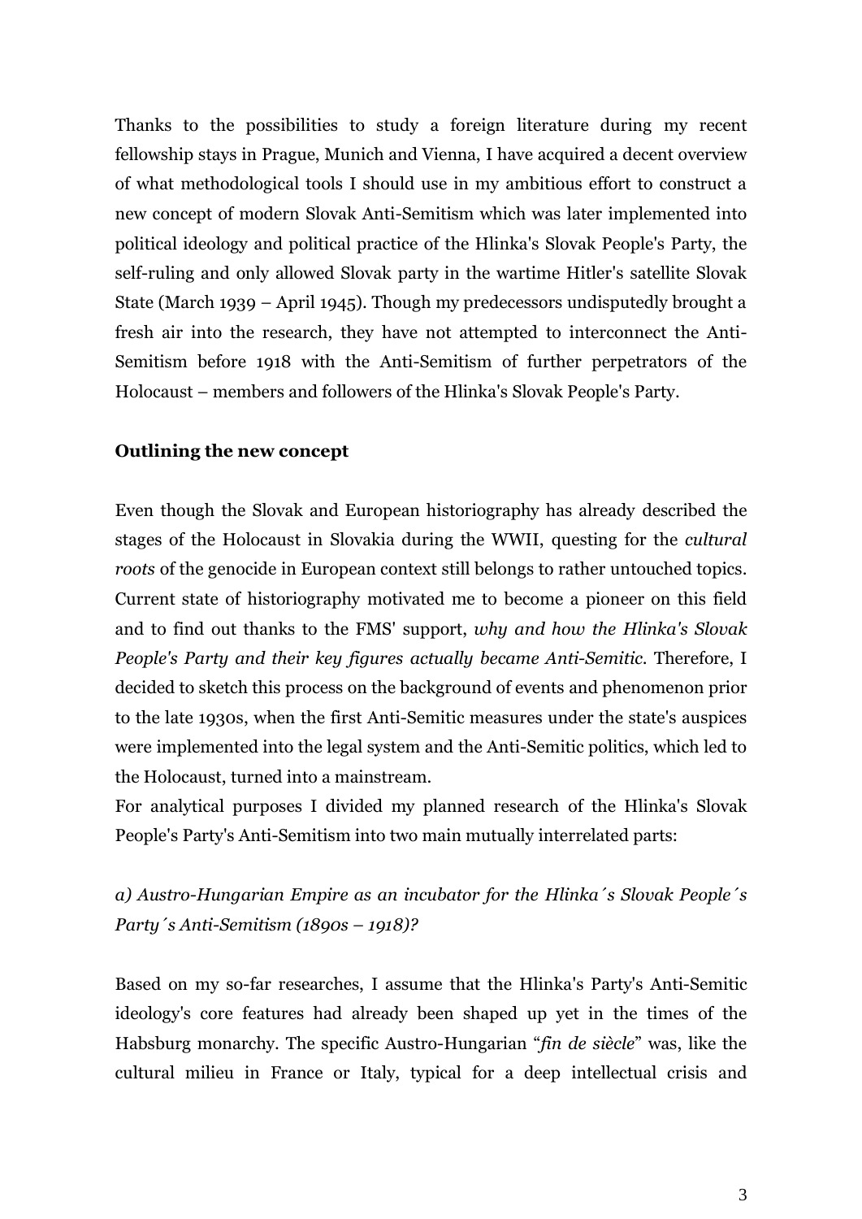Thanks to the possibilities to study a foreign literature during my recent fellowship stays in Prague, Munich and Vienna, I have acquired a decent overview of what methodological tools I should use in my ambitious effort to construct a new concept of modern Slovak Anti-Semitism which was later implemented into political ideology and political practice of the Hlinka's Slovak People's Party, the self-ruling and only allowed Slovak party in the wartime Hitler's satellite Slovak State (March 1939 – April 1945). Though my predecessors undisputedly brought a fresh air into the research, they have not attempted to interconnect the Anti-Semitism before 1918 with the Anti-Semitism of further perpetrators of the Holocaust – members and followers of the Hlinka's Slovak People's Party.

**Outlining the new concept**

Even though the Slovak and European historiography has already described the stages of the Holocaust in Slovakia during the WWII, questing for the *cultural roots* of the genocide in European context still belongs to rather untouched topics. Current state of historiography motivated me to become a pioneer on this field and to find out thanks to the FMS' support, *why and how the Hlinka's Slovak People's Party and their key figures actually became Anti-Semitic*. Therefore, I decided to sketch this process on the background of events and phenomenon prior to the late 1930s, when the first Anti-Semitic measures under the state's auspices were implemented into the legal system and the Anti-Semitic politics, which led to the Holocaust, turned into a mainstream.

For analytical purposes I divided my planned research of the Hlinka's Slovak People's Party's Anti-Semitism into two main mutually interrelated parts:

*a) Austro-Hungarian Empire as an incubator for the Hlinka´s Slovak People´s Party´s Anti-Semitism (1890s – 1918)?*

Based on my so-far researches, I assume that the Hlinka's Party's Anti-Semitic ideology's core features had already been shaped up yet in the times of the Habsburg monarchy. The specific Austro-Hungarian "*fin de siècle*" was, like the cultural milieu in France or Italy, typical for a deep intellectual crisis and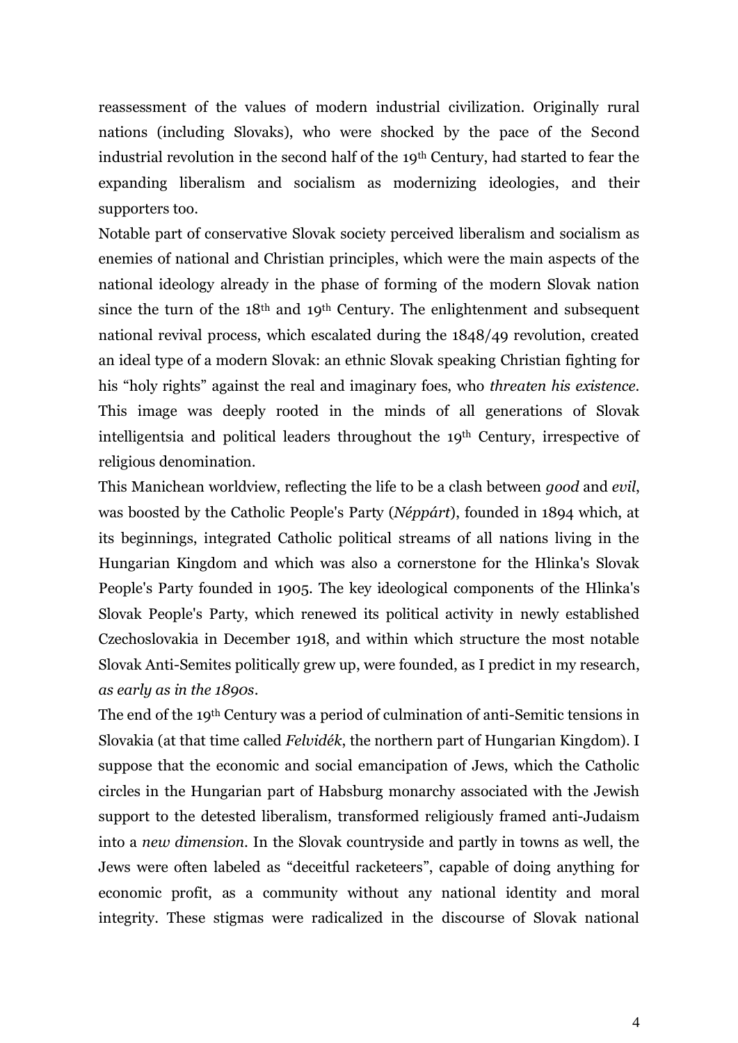reassessment of the values of modern industrial civilization. Originally rural nations (including Slovaks), who were shocked by the pace of the Second industrial revolution in the second half of the 19th Century, had started to fear the expanding liberalism and socialism as modernizing ideologies, and their supporters too.

Notable part of conservative Slovak society perceived liberalism and socialism as enemies of national and Christian principles, which were the main aspects of the national ideology already in the phase of forming of the modern Slovak nation since the turn of the 18th and 19th Century. The enlightenment and subsequent national revival process, which escalated during the 1848/49 revolution, created an ideal type of a modern Slovak: an ethnic Slovak speaking Christian fighting for his "holy rights" against the real and imaginary foes, who *threaten his existence*. This image was deeply rooted in the minds of all generations of Slovak intelligentsia and political leaders throughout the 19th Century, irrespective of religious denomination.

This Manichean worldview, reflecting the life to be a clash between *good* and *evil*, was boosted by the Catholic People's Party (*Néppárt*), founded in 1894 which, at its beginnings, integrated Catholic political streams of all nations living in the Hungarian Kingdom and which was also a cornerstone for the Hlinka's Slovak People's Party founded in 1905. The key ideological components of the Hlinka's Slovak People's Party, which renewed its political activity in newly established Czechoslovakia in December 1918, and within which structure the most notable Slovak Anti-Semites politically grew up, were founded, as I predict in my research, *as early as in the 1890s*.

The end of the 19th Century was a period of culmination of anti-Semitic tensions in Slovakia (at that time called *Felvidék*, the northern part of Hungarian Kingdom). I suppose that the economic and social emancipation of Jews, which the Catholic circles in the Hungarian part of Habsburg monarchy associated with the Jewish support to the detested liberalism, transformed religiously framed anti-Judaism into a *new dimension*. In the Slovak countryside and partly in towns as well, the Jews were often labeled as "deceitful racketeers", capable of doing anything for economic profit, as a community without any national identity and moral integrity. These stigmas were radicalized in the discourse of Slovak national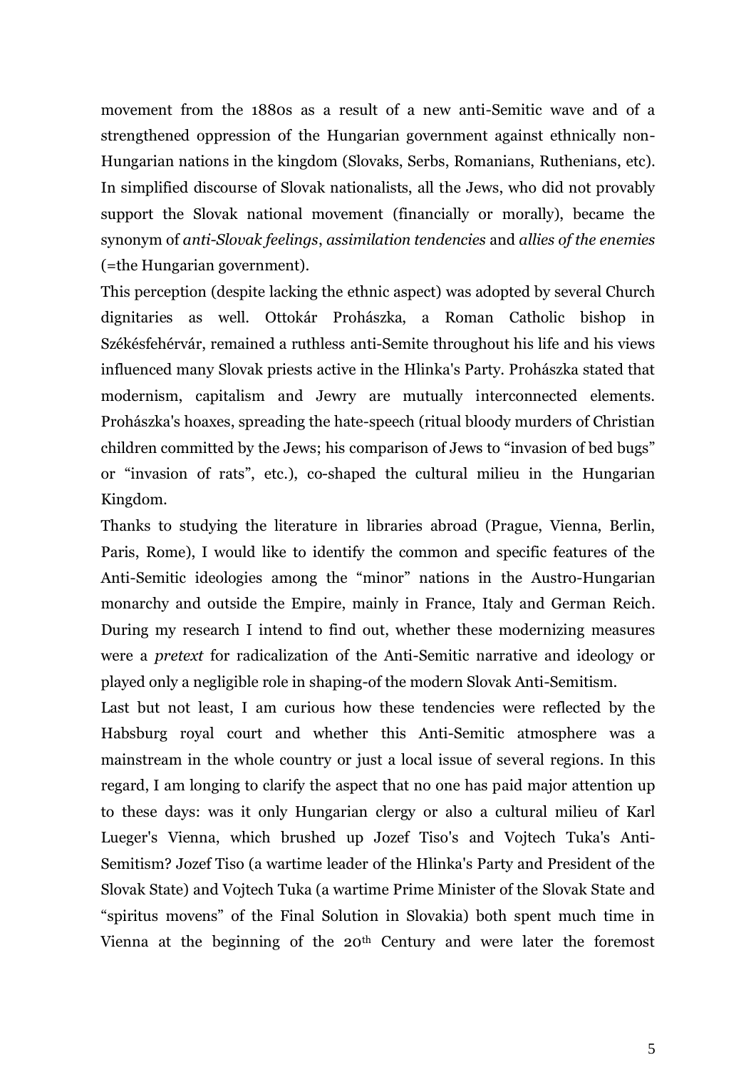movement from the 1880s as a result of a new anti-Semitic wave and of a strengthened oppression of the Hungarian government against ethnically non-Hungarian nations in the kingdom (Slovaks, Serbs, Romanians, Ruthenians, etc). In simplified discourse of Slovak nationalists, all the Jews, who did not provably support the Slovak national movement (financially or morally), became the synonym of *anti-Slovak feelings*, *assimilation tendencies* and *allies of the enemies* (=the Hungarian government).

This perception (despite lacking the ethnic aspect) was adopted by several Church dignitaries as well. Ottokár Prohászka, a Roman Catholic bishop in Székésfehérvár, remained a ruthless anti-Semite throughout his life and his views influenced many Slovak priests active in the Hlinka's Party. Prohászka stated that modernism, capitalism and Jewry are mutually interconnected elements. Prohászka's hoaxes, spreading the hate-speech (ritual bloody murders of Christian children committed by the Jews; his comparison of Jews to "invasion of bed bugs" or "invasion of rats", etc.), co-shaped the cultural milieu in the Hungarian Kingdom.

Thanks to studying the literature in libraries abroad (Prague, Vienna, Berlin, Paris, Rome), I would like to identify the common and specific features of the Anti-Semitic ideologies among the "minor" nations in the Austro-Hungarian monarchy and outside the Empire, mainly in France, Italy and German Reich. During my research I intend to find out, whether these modernizing measures were a *pretext* for radicalization of the Anti-Semitic narrative and ideology or played only a negligible role in shaping-of the modern Slovak Anti-Semitism.

Last but not least, I am curious how these tendencies were reflected by the Habsburg royal court and whether this Anti-Semitic atmosphere was a mainstream in the whole country or just a local issue of several regions. In this regard, I am longing to clarify the aspect that no one has paid major attention up to these days: was it only Hungarian clergy or also a cultural milieu of Karl Lueger's Vienna, which brushed up Jozef Tiso's and Vojtech Tuka's Anti-Semitism? Jozef Tiso (a wartime leader of the Hlinka's Party and President of the Slovak State) and Vojtech Tuka (a wartime Prime Minister of the Slovak State and "spiritus movens" of the Final Solution in Slovakia) both spent much time in Vienna at the beginning of the 20th Century and were later the foremost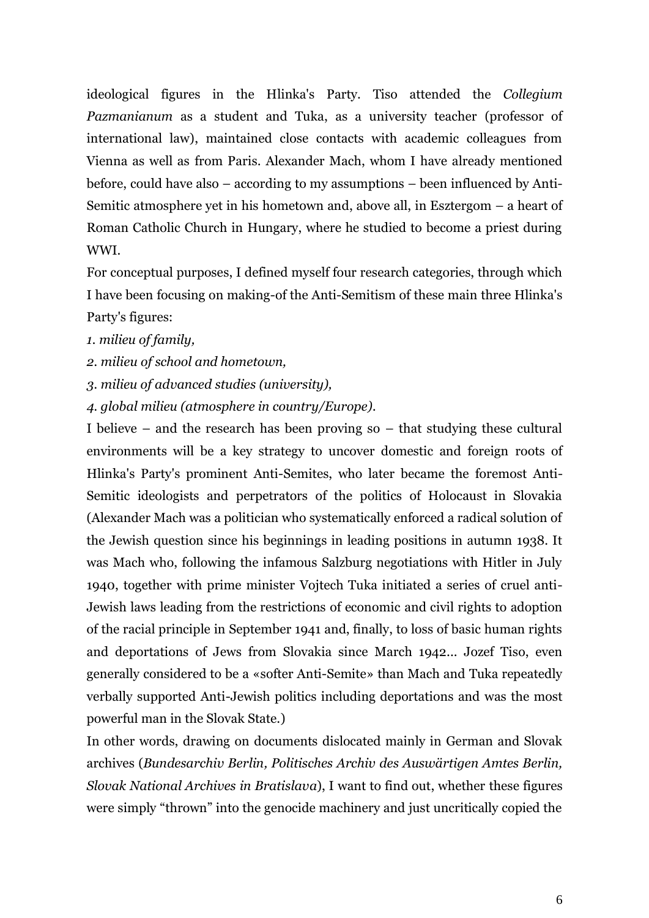ideological figures in the Hlinka's Party. Tiso attended the *Collegium Pazmanianum* as a student and Tuka, as a university teacher (professor of international law), maintained close contacts with academic colleagues from Vienna as well as from Paris. Alexander Mach, whom I have already mentioned before, could have also – according to my assumptions – been influenced by Anti-Semitic atmosphere yet in his hometown and, above all, in Esztergom – a heart of Roman Catholic Church in Hungary, where he studied to become a priest during WWI.

For conceptual purposes, I defined myself four research categories, through which I have been focusing on making-of the Anti-Semitism of these main three Hlinka's Party's figures:

*1. milieu of family,*

*2. milieu of school and hometown,*

*3. milieu of advanced studies (university),*

*4. global milieu (atmosphere in country/Europe).*

I believe – and the research has been proving so – that studying these cultural environments will be a key strategy to uncover domestic and foreign roots of Hlinka's Party's prominent Anti-Semites, who later became the foremost Anti-Semitic ideologists and perpetrators of the politics of Holocaust in Slovakia (Alexander Mach was a politician who systematically enforced a radical solution of the Jewish question since his beginnings in leading positions in autumn 1938. It was Mach who, following the infamous Salzburg negotiations with Hitler in July 1940, together with prime minister Vojtech Tuka initiated a series of cruel anti-Jewish laws leading from the restrictions of economic and civil rights to adoption of the racial principle in September 1941 and, finally, to loss of basic human rights and deportations of Jews from Slovakia since March 1942... Jozef Tiso, even generally considered to be a «softer Anti-Semite» than Mach and Tuka repeatedly verbally supported Anti-Jewish politics including deportations and was the most powerful man in the Slovak State.)

In other words, drawing on documents dislocated mainly in German and Slovak archives (*Bundesarchiv Berlin, Politisches Archiv des Auswärtigen Amtes Berlin, Slovak National Archives in Bratislava*), I want to find out, whether these figures were simply "thrown" into the genocide machinery and just uncritically copied the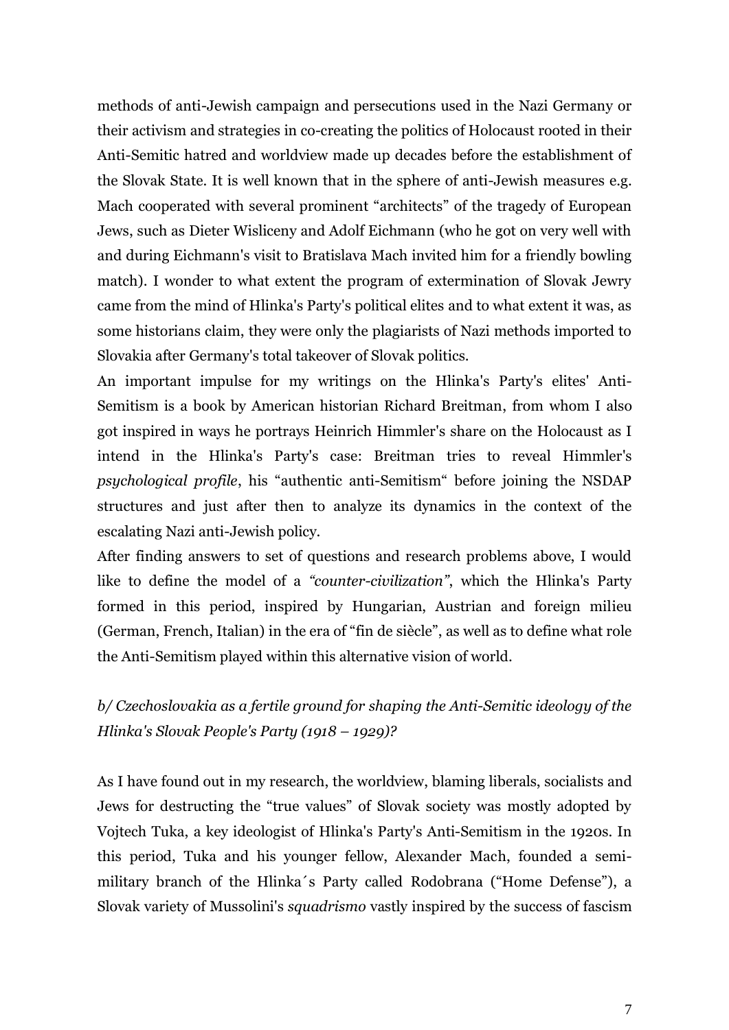methods of anti-Jewish campaign and persecutions used in the Nazi Germany or their activism and strategies in co-creating the politics of Holocaust rooted in their Anti-Semitic hatred and worldview made up decades before the establishment of the Slovak State. It is well known that in the sphere of anti-Jewish measures e.g. Mach cooperated with several prominent "architects" of the tragedy of European Jews, such as Dieter Wisliceny and Adolf Eichmann (who he got on very well with and during Eichmann's visit to Bratislava Mach invited him for a friendly bowling match). I wonder to what extent the program of extermination of Slovak Jewry came from the mind of Hlinka's Party's political elites and to what extent it was, as some historians claim, they were only the plagiarists of Nazi methods imported to Slovakia after Germany's total takeover of Slovak politics.

An important impulse for my writings on the Hlinka's Party's elites' Anti-Semitism is a book by American historian Richard Breitman, from whom I also got inspired in ways he portrays Heinrich Himmler's share on the Holocaust as I intend in the Hlinka's Party's case: Breitman tries to reveal Himmler's *psychological profile*, his "authentic anti-Semitism" before joining the NSDAP structures and just after then to analyze its dynamics in the context of the escalating Nazi anti-Jewish policy.

After finding answers to set of questions and research problems above, I would like to define the model of a *"counter-civilization"*, which the Hlinka's Party formed in this period, inspired by Hungarian, Austrian and foreign milieu (German, French, Italian) in the era of "fin de siècle", as well as to define what role the Anti-Semitism played within this alternative vision of world.

### *b/ Czechoslovakia as a fertile ground for shaping the Anti-Semitic ideology of the Hlinka's Slovak People's Party (1918 – 1929)?*

As I have found out in my research, the worldview, blaming liberals, socialists and Jews for destructing the "true values" of Slovak society was mostly adopted by Vojtech Tuka, a key ideologist of Hlinka's Party's Anti-Semitism in the 1920s. In this period, Tuka and his younger fellow, Alexander Mach, founded a semi-military branch of the Hlinka´s Party called Rodobrana ("Home Defense"), a Slovak variety of Mussolini's *squadrismo* vastly inspired by the success of fascism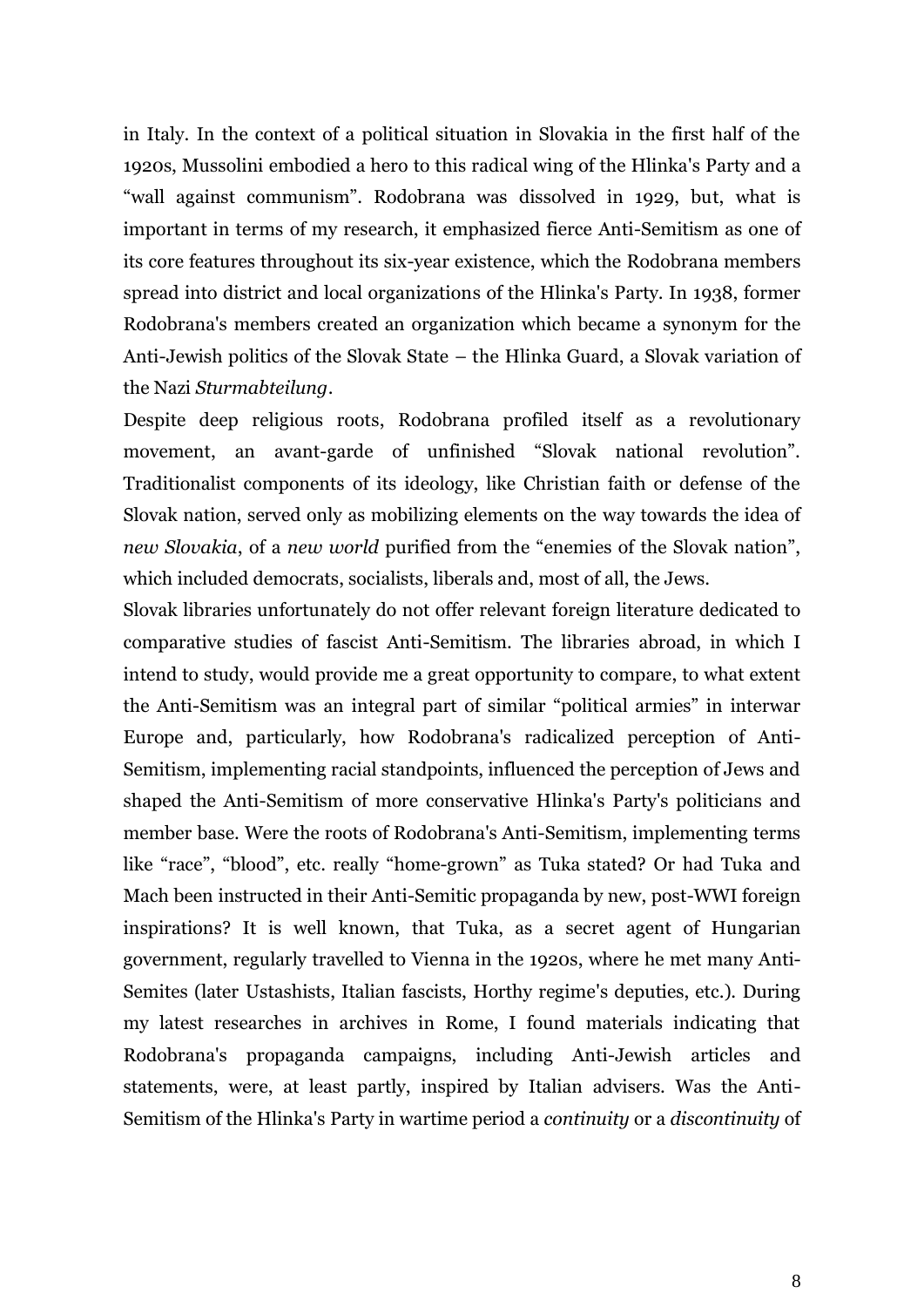in Italy. In the context of a political situation in Slovakia in the first half of the 1920s, Mussolini embodied a hero to this radical wing of the Hlinka's Party and a "wall against communism". Rodobrana was dissolved in 1929, but, what is important in terms of my research, it emphasized fierce Anti-Semitism as one of its core features throughout its six-year existence, which the Rodobrana members spread into district and local organizations of the Hlinka's Party. In 1938, former Rodobrana's members created an organization which became a synonym for the Anti-Jewish politics of the Slovak State – the Hlinka Guard, a Slovak variation of the Nazi *Sturmabteilung*.

Despite deep religious roots, Rodobrana profiled itself as a revolutionary movement, an avant-garde of unfinished "Slovak national revolution". Traditionalist components of its ideology, like Christian faith or defense of the Slovak nation, served only as mobilizing elements on the way towards the idea of *new Slovakia*, of a *new world* purified from the "enemies of the Slovak nation", which included democrats, socialists, liberals and, most of all, the Jews.

Slovak libraries unfortunately do not offer relevant foreign literature dedicated to comparative studies of fascist Anti-Semitism. The libraries abroad, in which I intend to study, would provide me a great opportunity to compare, to what extent the Anti-Semitism was an integral part of similar "political armies" in interwar Europe and, particularly, how Rodobrana's radicalized perception of Anti-Semitism, implementing racial standpoints, influenced the perception of Jews and shaped the Anti-Semitism of more conservative Hlinka's Party's politicians and member base. Were the roots of Rodobrana's Anti-Semitism, implementing terms like "race", "blood", etc. really "home-grown" as Tuka stated? Or had Tuka and Mach been instructed in their Anti-Semitic propaganda by new, post-WWI foreign inspirations? It is well known, that Tuka, as a secret agent of Hungarian government, regularly travelled to Vienna in the 1920s, where he met many Anti-Semites (later Ustashists, Italian fascists, Horthy regime's deputies, etc.). During my latest researches in archives in Rome, I found materials indicating that Rodobrana's propaganda campaigns, including Anti-Jewish articles and statements, were, at least partly, inspired by Italian advisers. Was the Anti-Semitism of the Hlinka's Party in wartime period a *continuity* or a *discontinuity* of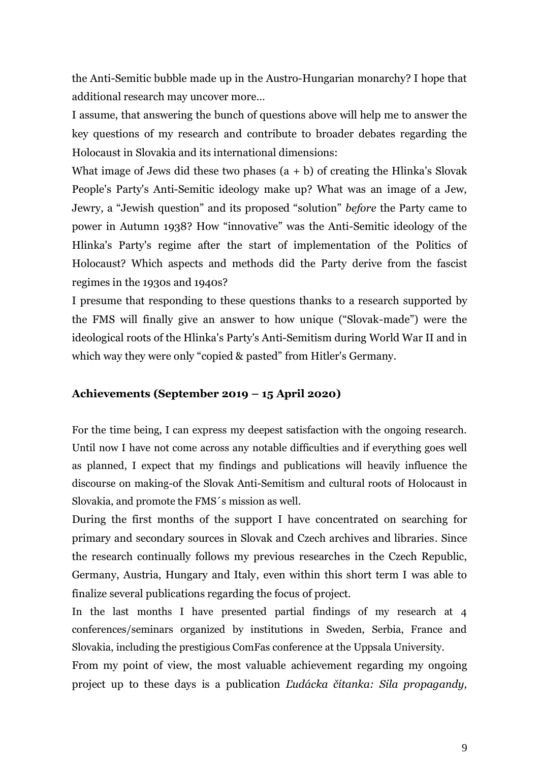the Anti-Semitic bubble made up in the Austro-Hungarian monarchy? I hope that additional research may uncover more…

I assume, that answering the bunch of questions above will help me to answer the key questions of my research and contribute to broader debates regarding the Holocaust in Slovakia and its international dimensions:

What image of Jews did these two phases (a + b) of creating the Hlinka's Slovak People's Party's Anti-Semitic ideology make up? What was an image of a Jew, Jewry, a "Jewish question" and its proposed "solution" *before* the Party came to power in Autumn 1938? How "innovative" was the Anti-Semitic ideology of the Hlinka's Party's regime after the start of implementation of the Politics of Holocaust? Which aspects and methods did the Party derive from the fascist regimes in the 1930s and 1940s?

I presume that responding to these questions thanks to a research supported by the FMS will finally give an answer to how unique ("Slovak-made") were the ideological roots of the Hlinka's Party's Anti-Semitism during World War II and in which way they were only "copied & pasted" from Hitler's Germany.

## Achievements (September 2019 – 15 April 2020)

For the time being, I can express my deepest satisfaction with the ongoing research. Until now I have not come across any notable difficulties and if everything goes well as planned, I expect that my findings and publications will heavily influence the discourse on making-of the Slovak Anti-Semitism and cultural roots of Holocaust in Slovakia, and promote the FMS´s mission as well.

During the first months of the support I have concentrated on searching for primary and secondary sources in Slovak and Czech archives and libraries. Since the research continually follows my previous researches in the Czech Republic, Germany, Austria, Hungary and Italy, even within this short term I was able to finalize several publications regarding the focus of project.

In the last months I have presented partial findings of my research at 4 conferences/seminars organized by institutions in Sweden, Serbia, France and Slovakia, including the prestigious ComFas conference at the Uppsala University.

From my point of view, the most valuable achievement regarding my ongoing project up to these days is a publication *Ľudácka čítanka: Sila propagandy,*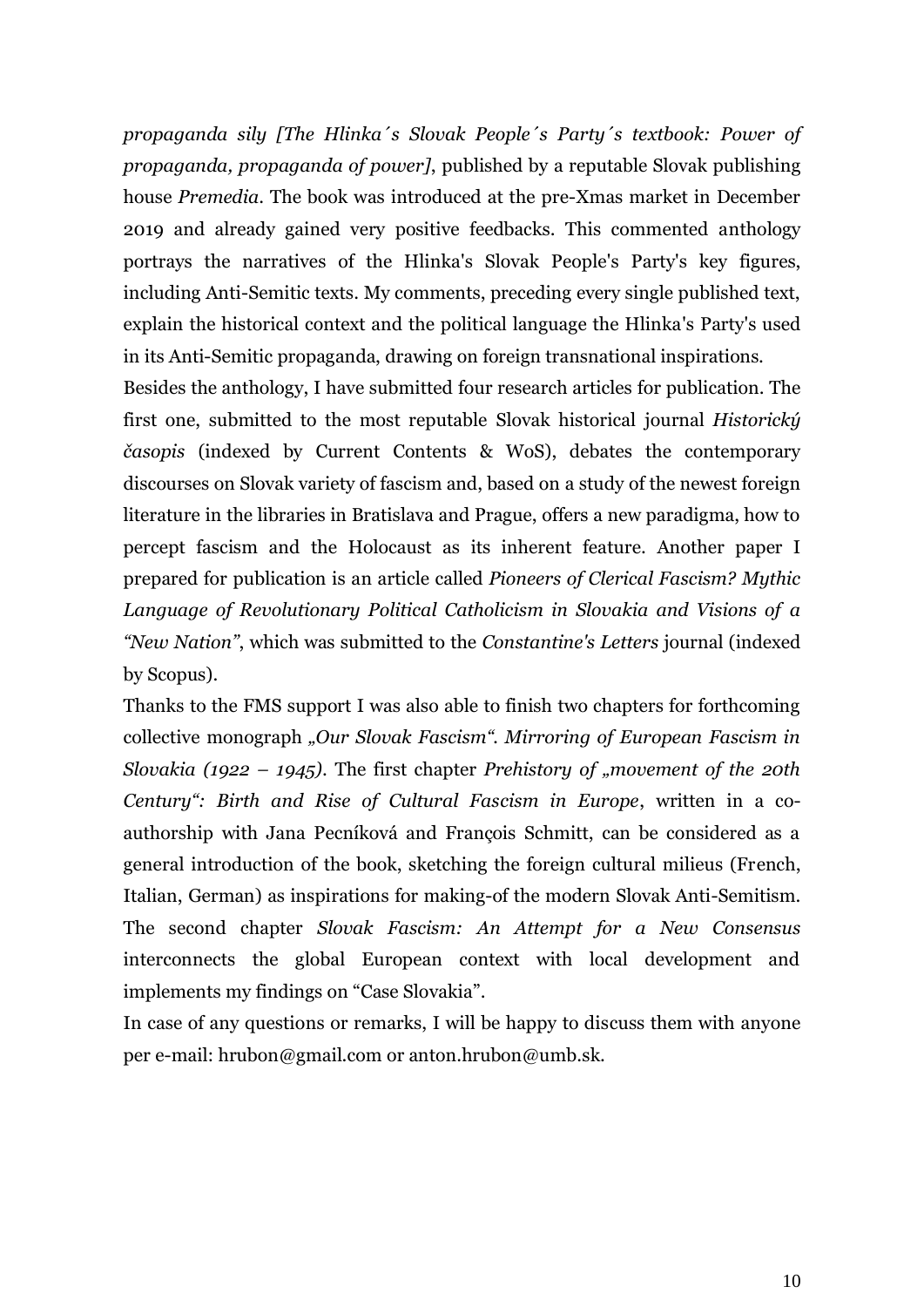*propaganda sily [The Hlinka´s Slovak People´s Party´s textbook: Power of propaganda, propaganda of power]*, published by a reputable Slovak publishing house *Premedia*. The book was introduced at the pre-Xmas market in December 2019 and already gained very positive feedbacks. This commented anthology portrays the narratives of the Hlinka's Slovak People's Party's key figures, including Anti-Semitic texts. My comments, preceding every single published text, explain the historical context and the political language the Hlinka's Party's used in its Anti-Semitic propaganda, drawing on foreign transnational inspirations.

Besides the anthology, I have submitted four research articles for publication. The first one, submitted to the most reputable Slovak historical journal *Historický časopis* (indexed by Current Contents & WoS), debates the contemporary discourses on Slovak variety of fascism and, based on a study of the newest foreign literature in the libraries in Bratislava and Prague, offers a new paradigma, how to percept fascism and the Holocaust as its inherent feature. Another paper I prepared for publication is an article called *Pioneers of Clerical Fascism? Mythic Language of Revolutionary Political Catholicism in Slovakia and Visions of a "New Nation"*, which was submitted to the *Constantine's Letters* journal (indexed by Scopus).

Thanks to the FMS support I was also able to finish two chapters for forthcoming collective monograph *„Our Slovak Fascism". Mirroring of European Fascism in Slovakia (1922 – 1945)*. The first chapter *Prehistory of „movement of the 20th Century": Birth and Rise of Cultural Fascism in Europe*, written in a co-authorship with Jana Pecníková and François Schmitt, can be considered as a general introduction of the book, sketching the foreign cultural milieus (French, Italian, German) as inspirations for making-of the modern Slovak Anti-Semitism. The second chapter *Slovak Fascism: An Attempt for a New Consensus* interconnects the global European context with local development and implements my findings on "Case Slovakia".

In case of any questions or remarks, I will be happy to discuss them with anyone per e-mail: hrubon@gmail.com or anton.hrubon@umb.sk.